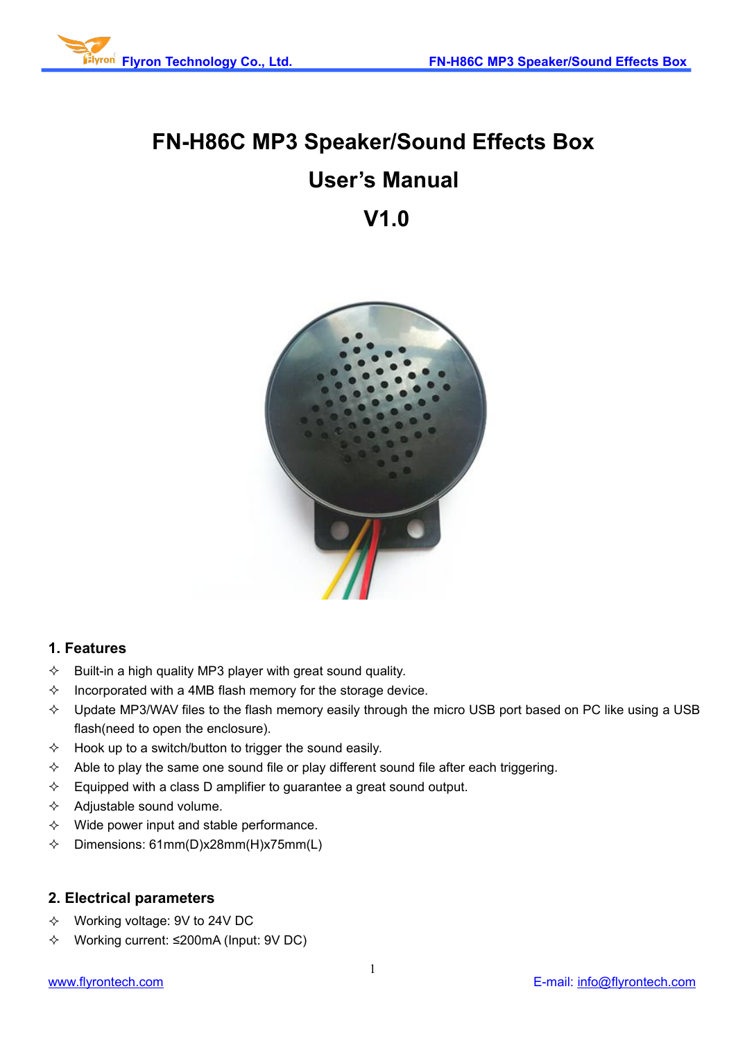# FN-H86C MP3 Speaker/Sound Effects Box

# User's Manual

# V1.0

## 1. Features

- ✧ Built-in a high quality MP3 player with great sound quality.
- ✧ Incorporated with a 4MB flash memory for the storage device.
- ✧ Update MP3/WAV files to the flash memory easily through the micro USB port based on PC like using a USB flash(need to open the enclosure).
- ✧ Hook up to a switch/button to trigger the sound easily.
- ✧ Able to play the same one sound file or play different sound file after each triggering.
- ✧ Equipped with a class D amplifier to guarantee a great sound output.
- ✧ Adjustable sound volume.
- ✧ Wide power input and stable performance.
- ✧ Dimensions: 61mm(D)x28mm(H)x75mm(L)

## 2. Electrical parameters

- ✧ Working voltage: 9V to 24V DC
- ✧ Working current: ≤200mA (Input: 9V DC)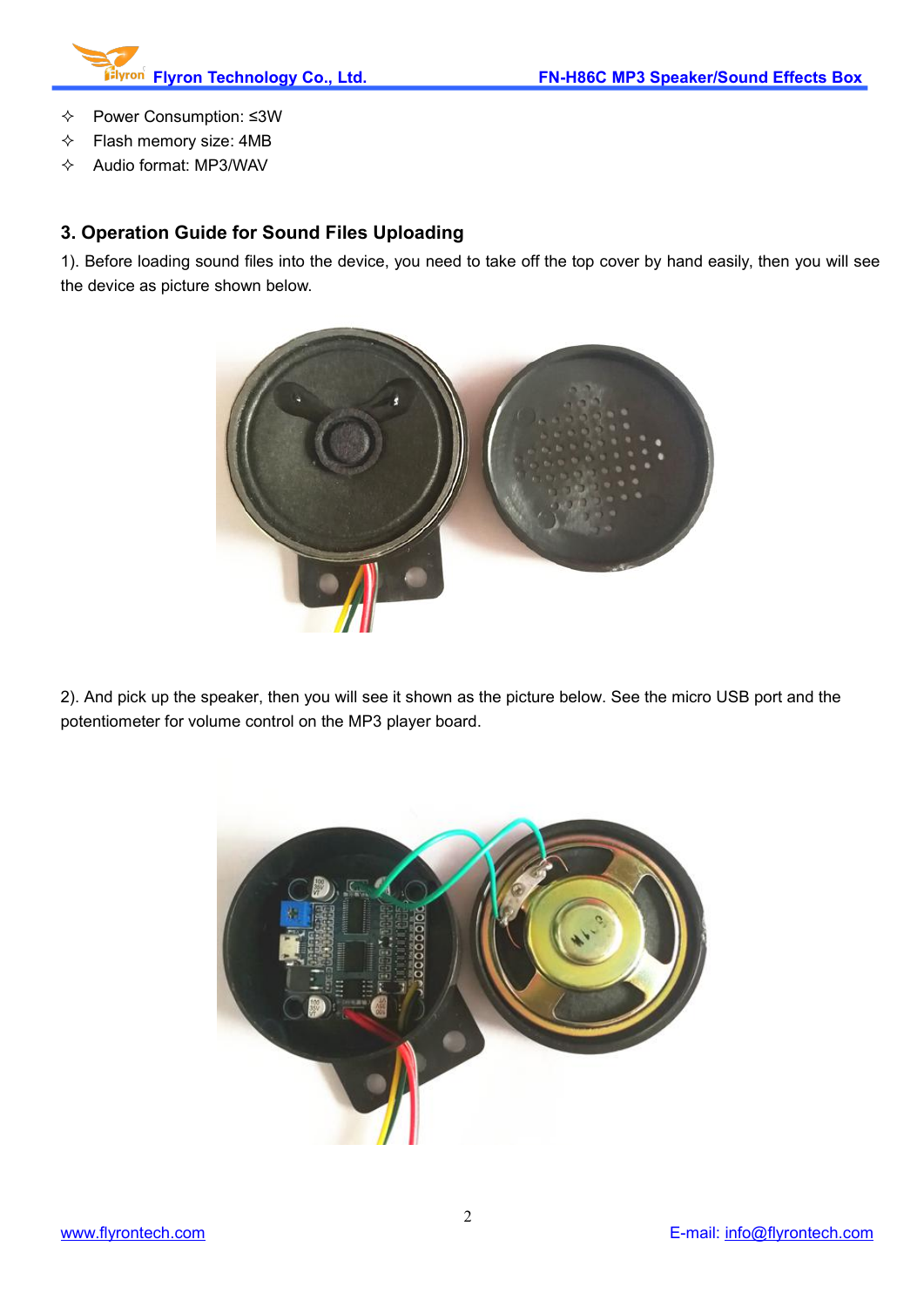- ✧ Power Consumption: ≤3W
- ✧ Flash memory size: 4MB
- ✧ Audio format: MP3/WAV

### 3. Operation Guide for Sound Files Uploading

1). Before loading sound files into the device, you need to take off the top cover by hand easily, then you will see the device as picture shown below.

2). And pick up the speaker, then you will see it shown as the picture below. See the micro USB port and the potentiometer for volume control on the MP3 player board.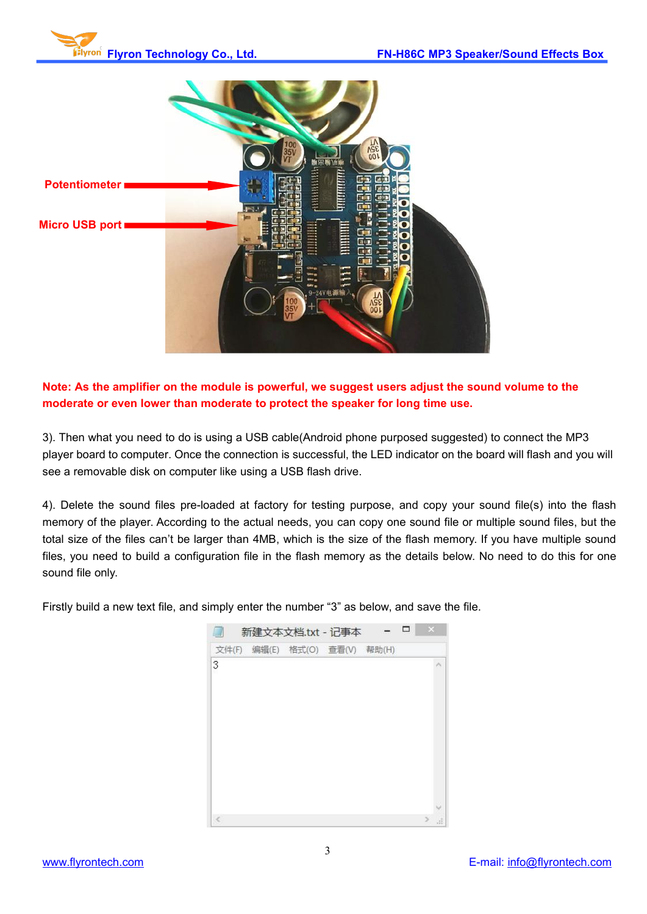**Note: As the amplifier on the module is powerful, we suggest users adjust the sound volume to the moderate or even lower than moderate to protect the speaker for long time use.**

3). Then what you need to do is using a USB cable(Android phone purposed suggested) to connect the MP3 player board to computer. Once the connection is successful, the LED indicator on the board will flash and you will see a removable disk on computer like using a USB flash drive.

4). Delete the sound files pre-loaded at factory for testing purpose, and copy your sound file(s) into the flash memory of the player. According to the actual needs, you can copy one sound file or multiple sound files, but the total size of the files can't be larger than 4MB, which is the size of the flash memory. If you have multiple sound files, you need to build a configuration file in the flash memory as the details below. No need to do this for one sound file only.

Firstly build a new text file, and simply enter the number "3" as below, and save the file.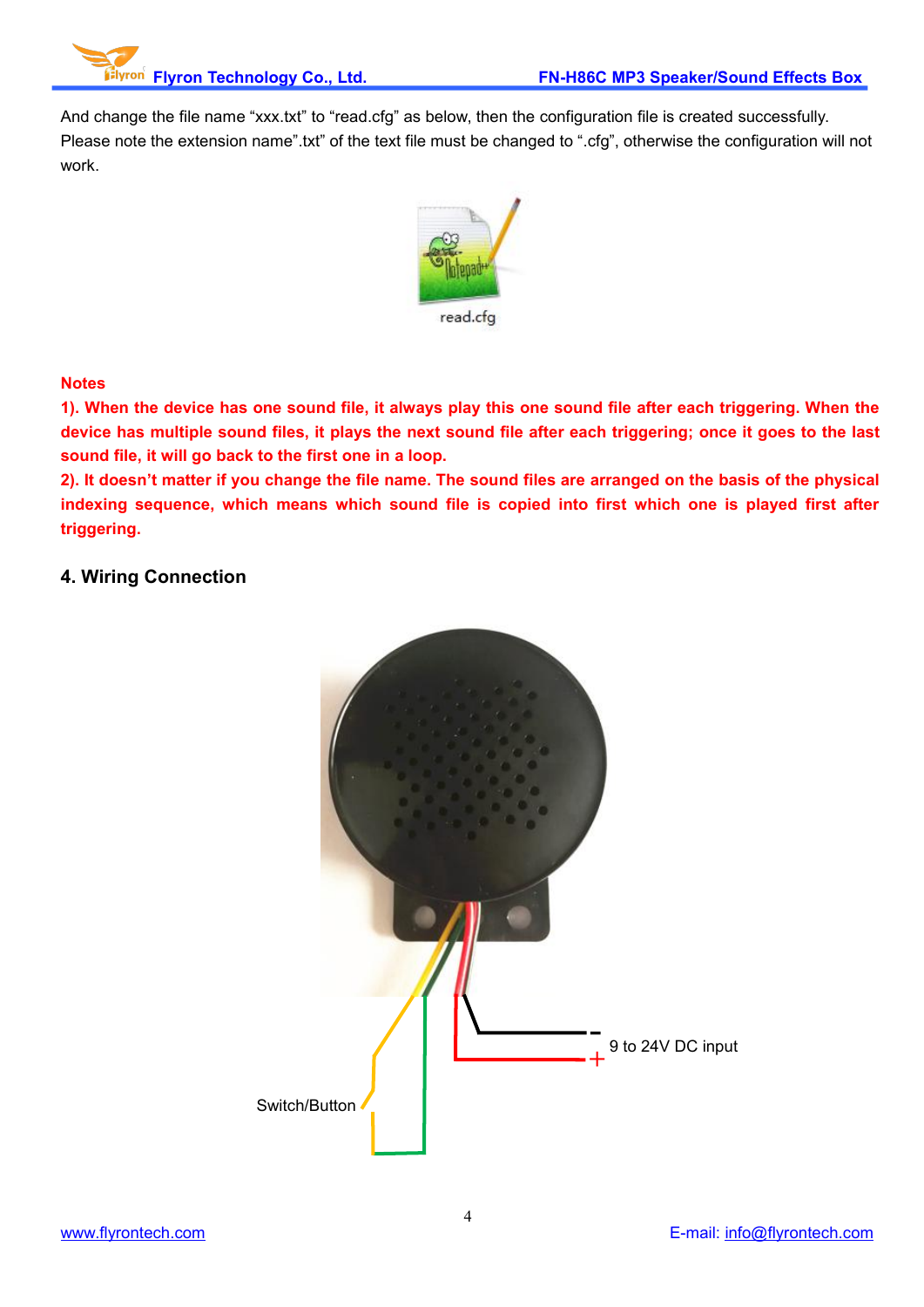And change the file name “xxx.txt” to “read.cfg” as below, then the configuration file is created successfully. Please note the extension name”.txt” of the text file must be changed to “.cfg”, otherwise the configuration will not work.

read.cfg

**Notes**

**1). When the device has one sound file, it always play this one sound file after each triggering. When the device has multiple sound files, it plays the next sound file after each triggering; once it goes to the last sound file, it will go back to the first one in a loop.**

**2). It doesn’t matter if you change the file name. The sound files are arranged on the basis of the physical indexing sequence, which means which sound file is copied into first which one is played first after triggering.**

## 4. Wiring Connection

9 to 24V DC input

Switch/Button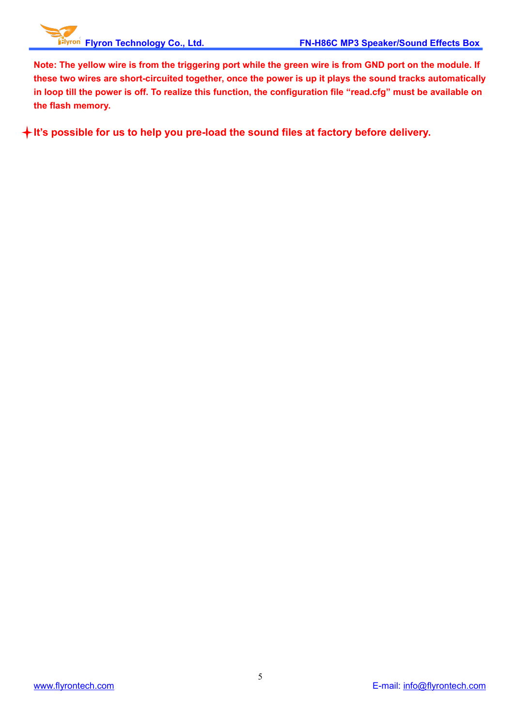**Note: The yellow wire is from the triggering port while the green wire is from GND port on the module. If these two wires are short-circuited together, once the power is up it plays the sound tracks automatically in loop till the power is off. To realize this function, the configuration file "read.cfg" must be available on the flash memory.**

**✦It's possible for us to help you pre-load the sound files at factory before delivery.**